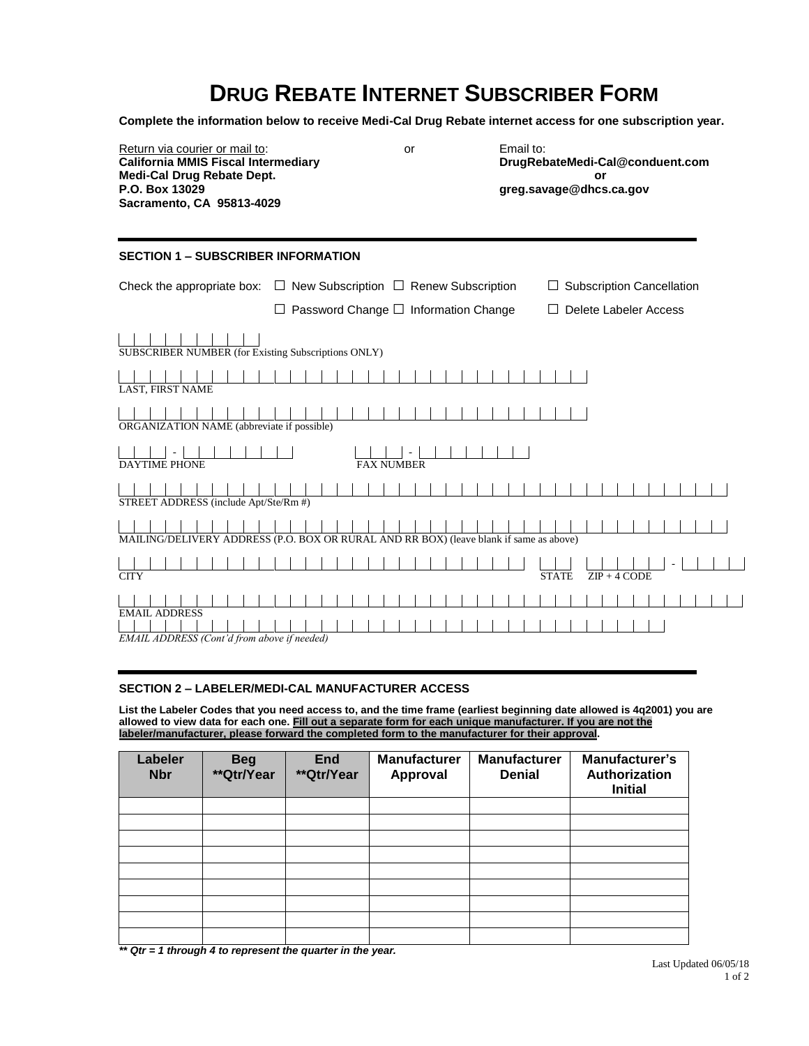# DRUG REBATE INTERNET SUBSCRIBER FORM

**Complete the information below to receive Medi-Cal Drug Rebate internet access for one subscription year.**

Return via courier or mail to:
**California MMIS Fiscal Intermediary**
**Medi-Cal Drug Rebate Dept.**
**P.O. Box 13029**
**Sacramento, CA 95813-4029**

or

Email to:
**DrugRebateMedi-Cal@conduent.com**
**or**
**greg.savage@dhcs.ca.gov**

## SECTION 1 – SUBSCRIBER INFORMATION

Check the appropriate box: ☐ New Subscription ☐ Renew Subscription ☐ Subscription Cancellation
☐ Password Change ☐ Information Change ☐ Delete Labeler Access

SUBSCRIBER NUMBER (for Existing Subscriptions ONLY)

LAST, FIRST NAME

ORGANIZATION NAME (abbreviate if possible)

DAYTIME PHONE

FAX NUMBER

STREET ADDRESS (include Apt/Ste/Rm #)

MAILING/DELIVERY ADDRESS (P.O. BOX OR RURAL AND RR BOX) (leave blank if same as above)

CITY

STATE

ZIP + 4 CODE

EMAIL ADDRESS

*EMAIL ADDRESS (Cont'd from above if needed)*

## SECTION 2 – LABELER/MEDI-CAL MANUFACTURER ACCESS

**List the Labeler Codes that you need access to, and the time frame (earliest beginning date allowed is 4q2001) you are allowed to view data for each one. Fill out a separate form for each unique manufacturer. If you are not the labeler/manufacturer, please forward the completed form to the manufacturer for their approval.**

| Labeler Nbr | Beg **Qtr/Year | End **Qtr/Year | Manufacturer Approval | Manufacturer Denial | Manufacturer's Authorization Initial |
|---|---|---|---|---|---|
| | | | | | |
| | | | | | |
| | | | | | |
| | | | | | |
| | | | | | |
| | | | | | |
| | | | | | |
| | | | | | |
| | | | | | |

***\*\* Qtr = 1 through 4 to represent the quarter in the year.***

Last Updated 06/05/18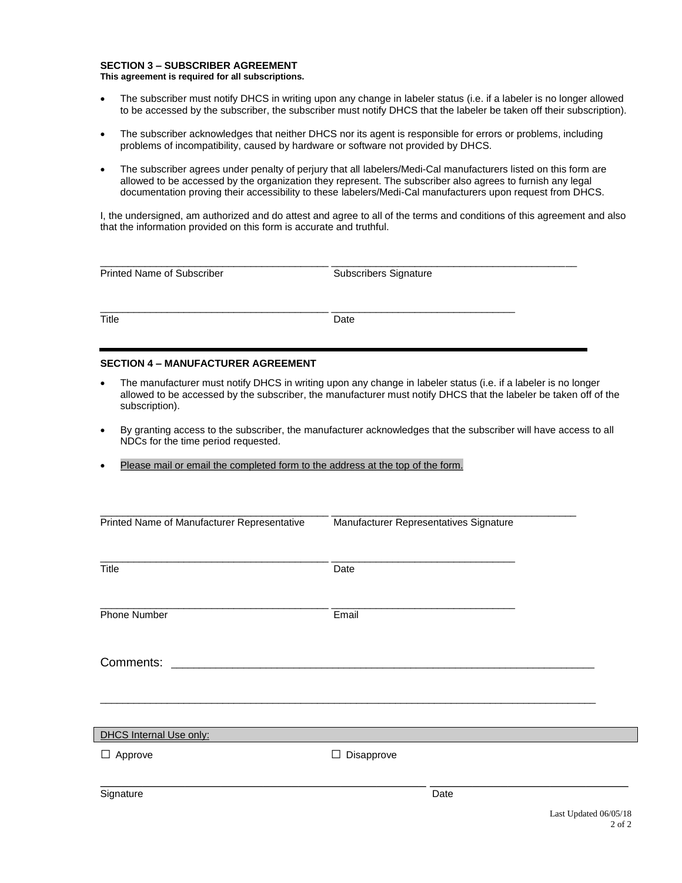## SECTION 3 – SUBSCRIBER AGREEMENT

**This agreement is required for all subscriptions.**

- The subscriber must notify DHCS in writing upon any change in labeler status (i.e. if a labeler is no longer allowed to be accessed by the subscriber, the subscriber must notify DHCS that the labeler be taken off their subscription).
- The subscriber acknowledges that neither DHCS nor its agent is responsible for errors or problems, including problems of incompatibility, caused by hardware or software not provided by DHCS.
- The subscriber agrees under penalty of perjury that all labelers/Medi-Cal manufacturers listed on this form are allowed to be accessed by the organization they represent. The subscriber also agrees to furnish any legal documentation proving their accessibility to these labelers/Medi-Cal manufacturers upon request from DHCS.

I, the undersigned, am authorized and do attest and agree to all of the terms and conditions of this agreement and also that the information provided on this form is accurate and truthful.

_________________________________________ _____________________________________________

Printed Name of Subscriber                    Subscribers Signature

_________________________________________ _________________________________

Title                    Date

## SECTION 4 – MANUFACTURER AGREEMENT

- The manufacturer must notify DHCS in writing upon any change in labeler status (i.e. if a labeler is no longer allowed to be accessed by the subscriber, the manufacturer must notify DHCS that the labeler be taken off of the subscription).
- By granting access to the subscriber, the manufacturer acknowledges that the subscriber will have access to all NDCs for the time period requested.
- Please mail or email the completed form to the address at the top of the form.

_________________________________________ _____________________________________________

Printed Name of Manufacturer Representative                    Manufacturer Representatives Signature

_________________________________________ _________________________________

Title                    Date

_________________________________________ _________________________________

Phone Number                    Email

Comments: ___________________________________________________________________________

_____________________________________________________________________________________

DHCS Internal Use only:

☐ Approve                    ☐ Disapprove

_____________________________________________________________ ____________________________________

Signature                    Date

Last Updated 06/05/18